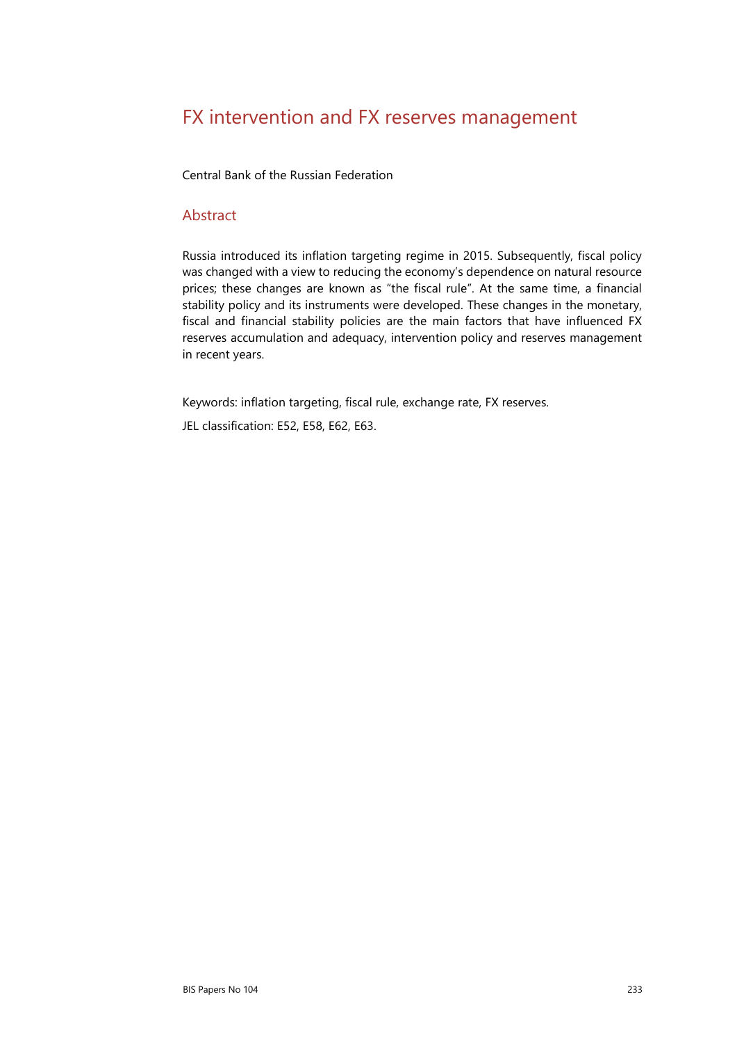# FX intervention and FX reserves management

Central Bank of the Russian Federation

## Abstract

Russia introduced its inflation targeting regime in 2015. Subsequently, fiscal policy was changed with a view to reducing the economy's dependence on natural resource prices; these changes are known as "the fiscal rule". At the same time, a financial stability policy and its instruments were developed. These changes in the monetary, fiscal and financial stability policies are the main factors that have influenced FX reserves accumulation and adequacy, intervention policy and reserves management in recent years.

Keywords: inflation targeting, fiscal rule, exchange rate, FX reserves.

JEL classification: E52, E58, E62, E63.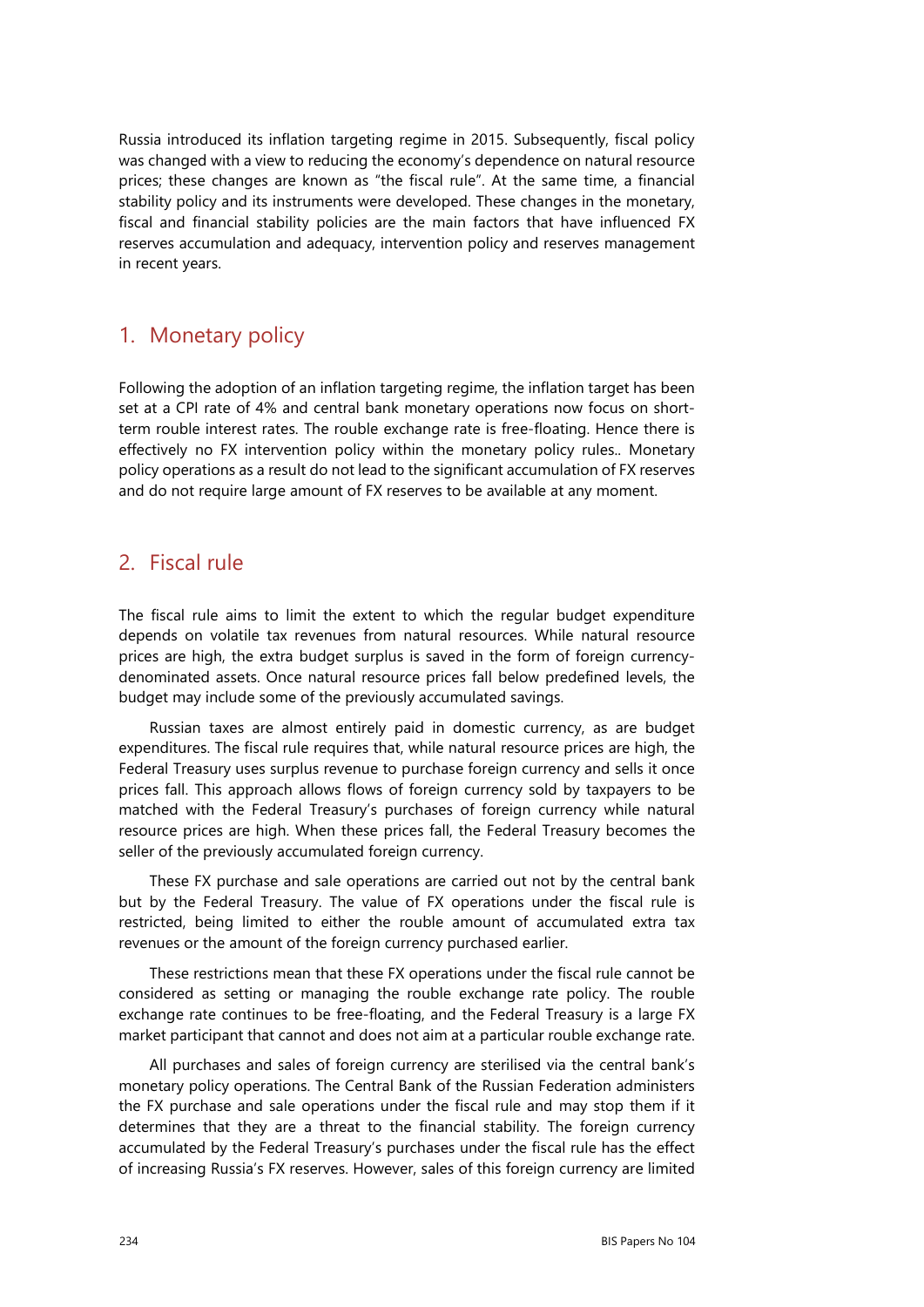Russia introduced its inflation targeting regime in 2015. Subsequently, fiscal policy was changed with a view to reducing the economy's dependence on natural resource prices; these changes are known as "the fiscal rule". At the same time, a financial stability policy and its instruments were developed. These changes in the monetary, fiscal and financial stability policies are the main factors that have influenced FX reserves accumulation and adequacy, intervention policy and reserves management in recent years.

## 1. Monetary policy

Following the adoption of an inflation targeting regime, the inflation target has been set at a CPI rate of 4% and central bank monetary operations now focus on short-term rouble interest rates. The rouble exchange rate is free-floating. Hence there is effectively no FX intervention policy within the monetary policy rules.. Monetary policy operations as a result do not lead to the significant accumulation of FX reserves and do not require large amount of FX reserves to be available at any moment.

## 2. Fiscal rule

The fiscal rule aims to limit the extent to which the regular budget expenditure depends on volatile tax revenues from natural resources. While natural resource prices are high, the extra budget surplus is saved in the form of foreign currency-denominated assets. Once natural resource prices fall below predefined levels, the budget may include some of the previously accumulated savings.

Russian taxes are almost entirely paid in domestic currency, as are budget expenditures. The fiscal rule requires that, while natural resource prices are high, the Federal Treasury uses surplus revenue to purchase foreign currency and sells it once prices fall. This approach allows flows of foreign currency sold by taxpayers to be matched with the Federal Treasury's purchases of foreign currency while natural resource prices are high. When these prices fall, the Federal Treasury becomes the seller of the previously accumulated foreign currency.

These FX purchase and sale operations are carried out not by the central bank but by the Federal Treasury. The value of FX operations under the fiscal rule is restricted, being limited to either the rouble amount of accumulated extra tax revenues or the amount of the foreign currency purchased earlier.

These restrictions mean that these FX operations under the fiscal rule cannot be considered as setting or managing the rouble exchange rate policy. The rouble exchange rate continues to be free-floating, and the Federal Treasury is a large FX market participant that cannot and does not aim at a particular rouble exchange rate.

All purchases and sales of foreign currency are sterilised via the central bank's monetary policy operations. The Central Bank of the Russian Federation administers the FX purchase and sale operations under the fiscal rule and may stop them if it determines that they are a threat to the financial stability. The foreign currency accumulated by the Federal Treasury's purchases under the fiscal rule has the effect of increasing Russia's FX reserves. However, sales of this foreign currency are limited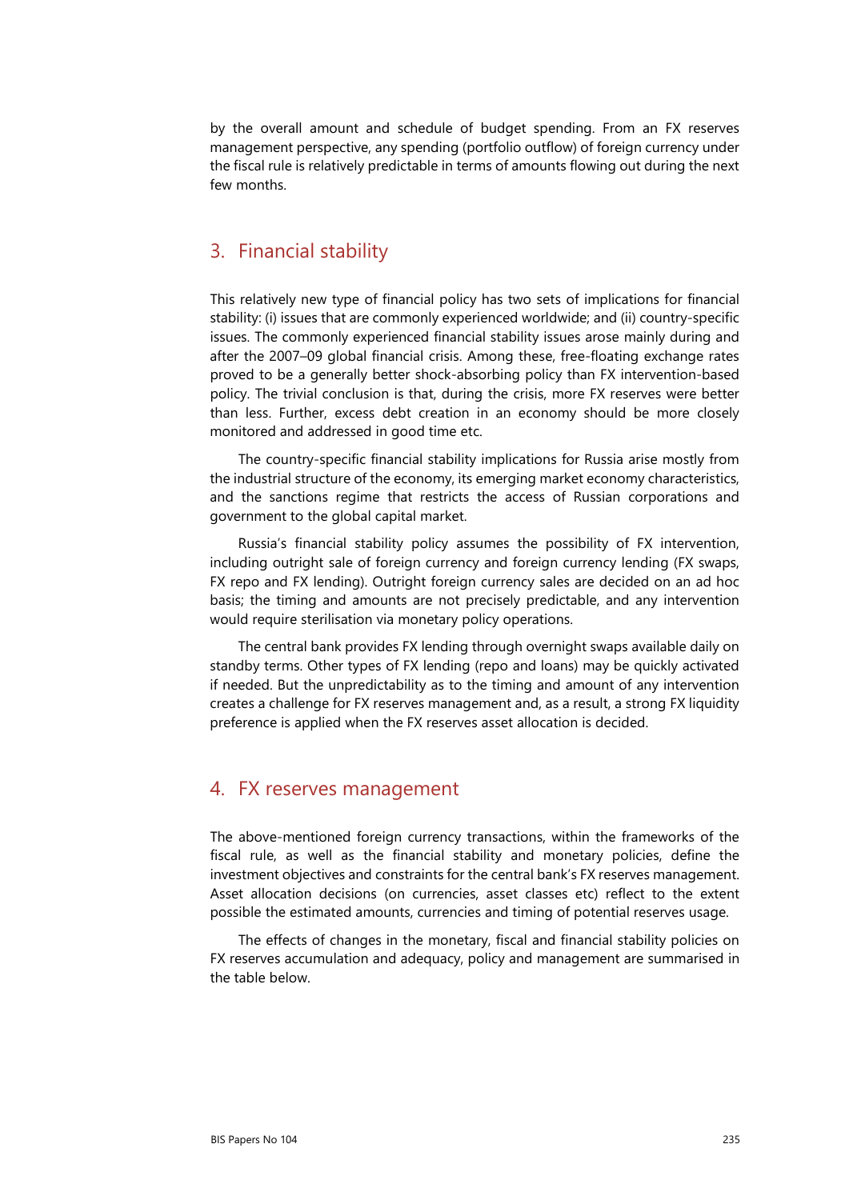by the overall amount and schedule of budget spending. From an FX reserves management perspective, any spending (portfolio outflow) of foreign currency under the fiscal rule is relatively predictable in terms of amounts flowing out during the next few months.

## 3. Financial stability

This relatively new type of financial policy has two sets of implications for financial stability: (i) issues that are commonly experienced worldwide; and (ii) country-specific issues. The commonly experienced financial stability issues arose mainly during and after the 2007–09 global financial crisis. Among these, free-floating exchange rates proved to be a generally better shock-absorbing policy than FX intervention-based policy. The trivial conclusion is that, during the crisis, more FX reserves were better than less. Further, excess debt creation in an economy should be more closely monitored and addressed in good time etc.

The country-specific financial stability implications for Russia arise mostly from the industrial structure of the economy, its emerging market economy characteristics, and the sanctions regime that restricts the access of Russian corporations and government to the global capital market.

Russia's financial stability policy assumes the possibility of FX intervention, including outright sale of foreign currency and foreign currency lending (FX swaps, FX repo and FX lending). Outright foreign currency sales are decided on an ad hoc basis; the timing and amounts are not precisely predictable, and any intervention would require sterilisation via monetary policy operations.

The central bank provides FX lending through overnight swaps available daily on standby terms. Other types of FX lending (repo and loans) may be quickly activated if needed. But the unpredictability as to the timing and amount of any intervention creates a challenge for FX reserves management and, as a result, a strong FX liquidity preference is applied when the FX reserves asset allocation is decided.

## 4. FX reserves management

The above-mentioned foreign currency transactions, within the frameworks of the fiscal rule, as well as the financial stability and monetary policies, define the investment objectives and constraints for the central bank's FX reserves management. Asset allocation decisions (on currencies, asset classes etc) reflect to the extent possible the estimated amounts, currencies and timing of potential reserves usage.

The effects of changes in the monetary, fiscal and financial stability policies on FX reserves accumulation and adequacy, policy and management are summarised in the table below.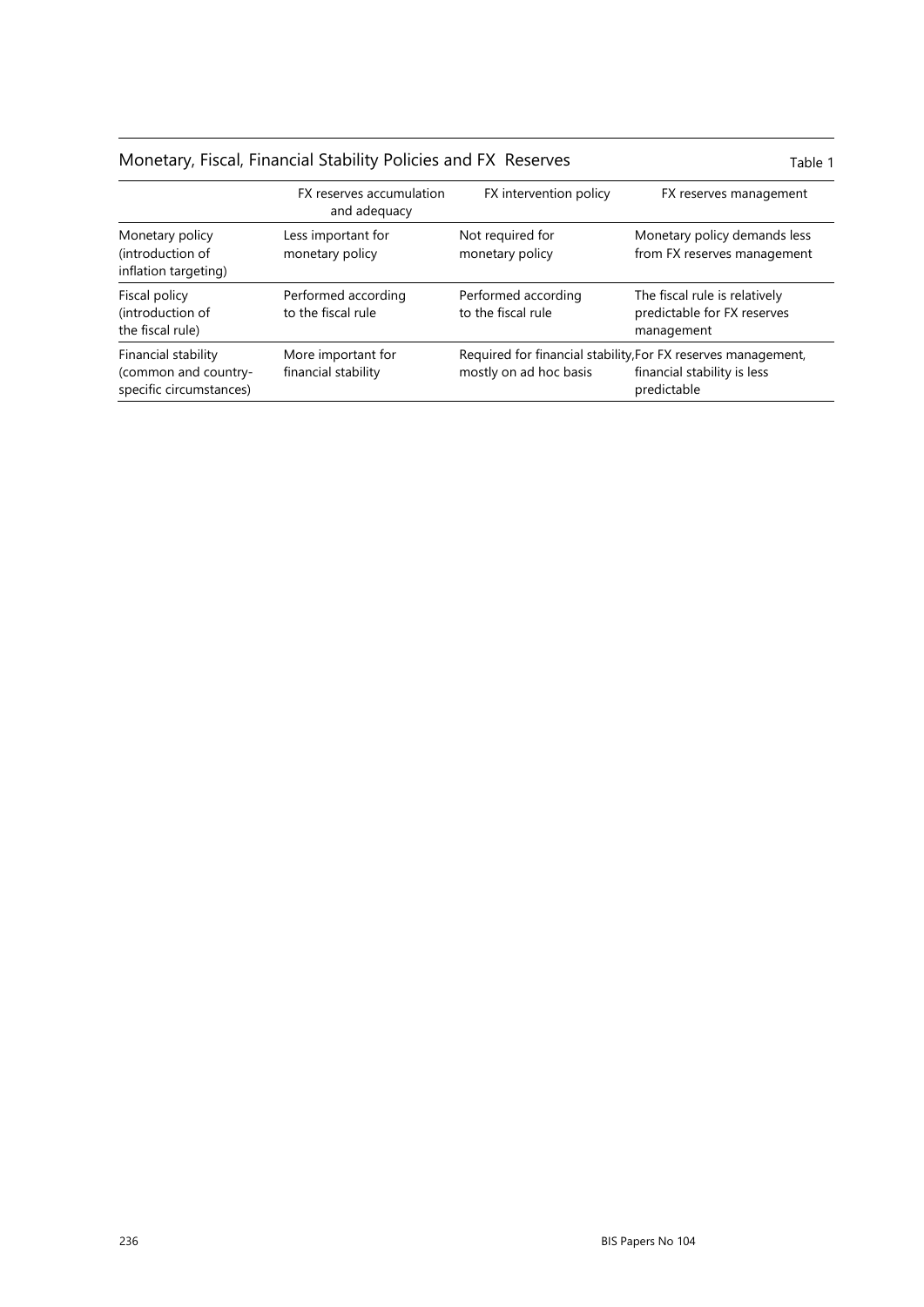Monetary, Fiscal, Financial Stability Policies and FX Reserves

Table 1

| | FX reserves accumulation and adequacy | FX intervention policy | FX reserves management |
|---|---|---|---|
| Monetary policy (introduction of inflation targeting) | Less important for monetary policy | Not required for monetary policy | Monetary policy demands less from FX reserves management |
| Fiscal policy (introduction of the fiscal rule) | Performed according to the fiscal rule | Performed according to the fiscal rule | The fiscal rule is relatively predictable for FX reserves management |
| Financial stability (common and country-specific circumstances) | More important for financial stability | Required for financial stability, mostly on ad hoc basis | For FX reserves management, financial stability is less predictable |